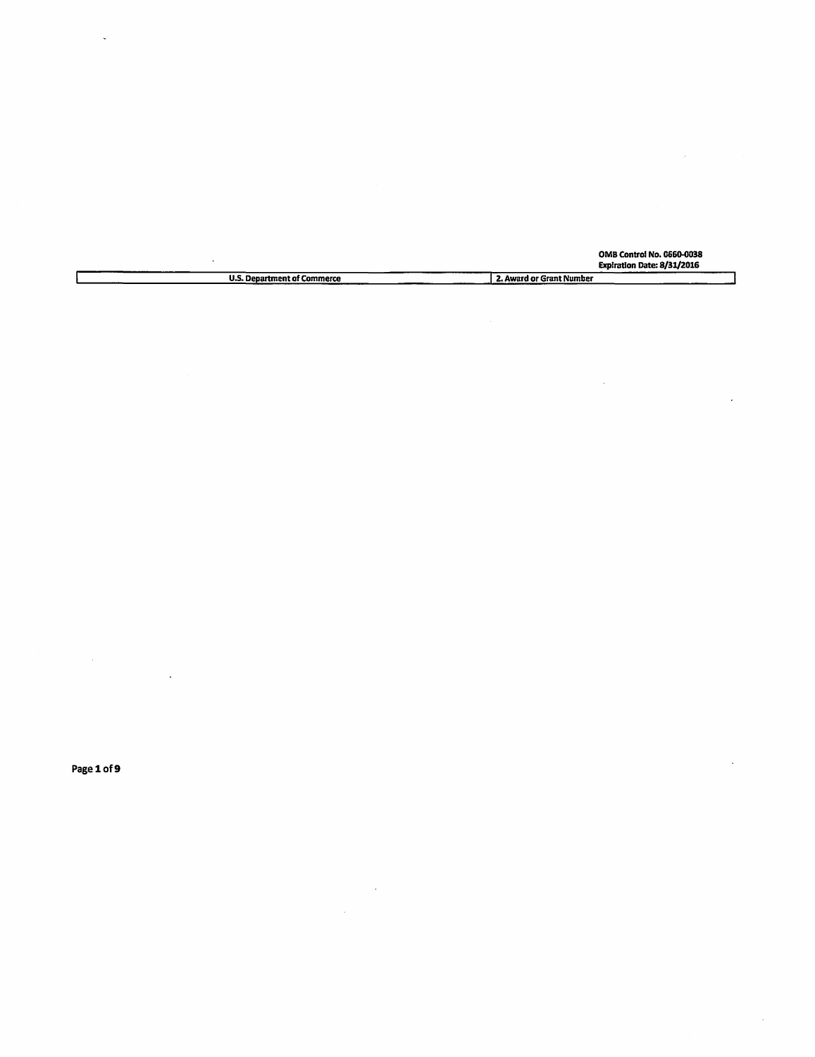OMB Control No. 0660-0038
Expiration Date: 8/31/2016

| U.S. Department of Commerce | 2. Award or Grant Number |
| --- | --- |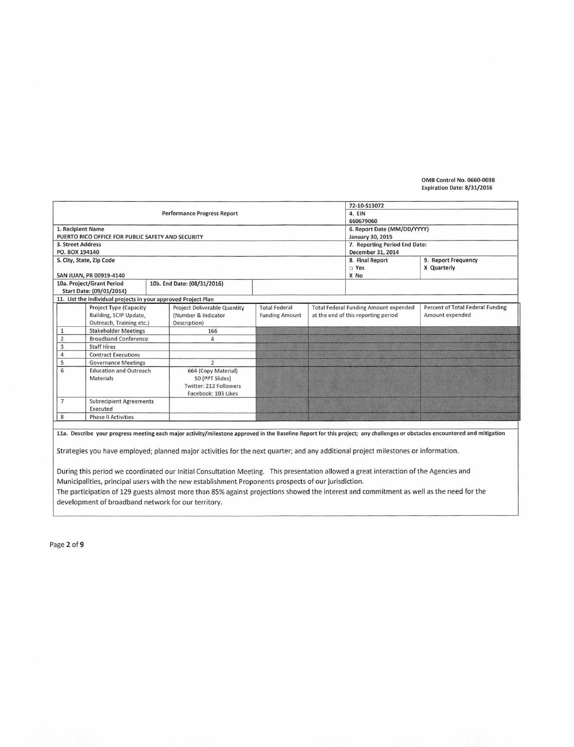OMB Control No. 0660-0038
Expiration Date: 8/31/2016

| Performance Progress Report | | 72-10-S13072 | |
|---|---|---|---|
| | | 4. EIN<br>660679060 | |
| 1. Recipient Name<br>PUERTO RICO OFFICE FOR PUBLIC SAFETY AND SECURITY | | 6. Report Date (MM/DD/YYYY)<br>January 30, 2015 | |
| 3. Street Address<br>PO. BOX 194140 | | 7. Reporting Period End Date:<br>December 31, 2014 | |
| 5. City, State, Zip Code<br>SAN JUAN, PR 00919-4140 | | 8. Final Report<br>□ Yes<br>X No | 9. Report Frequency<br>X Quarterly |
| 10a. Project/Grant Period<br>Start Date: (09/01/2014) | 10b. End Date: (08/31/2016) | | |

11. List the individual projects in your approved Project Plan

| | Project Type (Capacity Building, SCIP Update, Outreach, Training etc.) | Project Deliverable Quantity (Number & Indicator Description) | Total Federal Funding Amount | Total Federal Funding Amount expended at the end of this reporting period | Percent of Total Federal Funding Amount expended |
|---|---|---|---|---|---|
| 1 | Stakeholder Meetings | 166 | | | |
| 2 | Broadband Conference | 4 | | | |
| 3 | Staff Hires | | | | |
| 4 | Contract Executions | | | | |
| 5 | Governance Meetings | 2 | | | |
| 6 | Education and Outreach Materials | 664 (Copy Material)<br>50 (PPT Slides)<br>Twitter: 212 Followers<br>Facebook: 103 Likes | | | |
| 7 | Subrecipient Agreements Executed | | | | |
| 8 | Phase II Activities | | | | |

**11a. Describe your progress meeting each major activity/milestone approved in the Baseline Report for this project; any challenges or obstacles encountered and mitigation**

Strategies you have employed; planned major activities for the next quarter; and any additional project milestones or information.

During this period we coordinated our Initial Consultation Meeting. This presentation allowed a great interaction of the Agencies and Municipalities, principal users with the new establishment Proponents prospects of our jurisdiction.
The participation of 129 guests almost more than 85% against projections showed the interest and commitment as well as the need for the development of broadband network for our territory.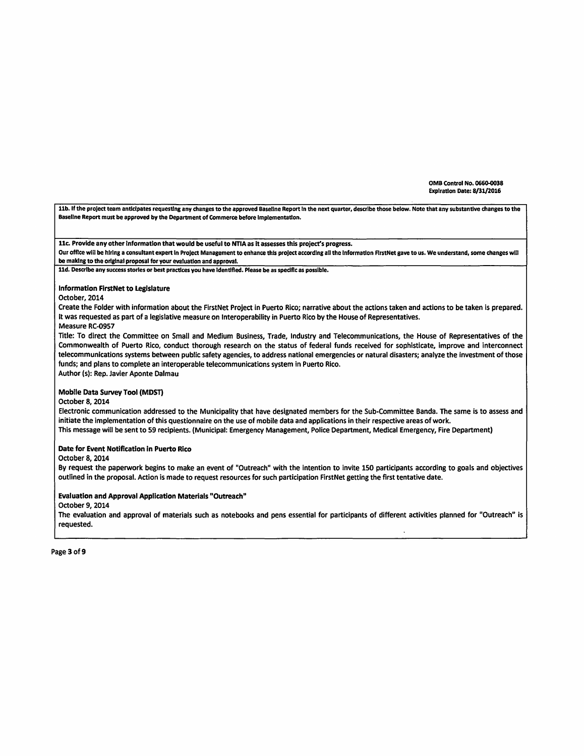**11b. If the project team anticipates requesting any changes to the approved Baseline Report in the next quarter, describe those below. Note that any substantive changes to the Baseline Report must be approved by the Department of Commerce before implementation.**

**11c. Provide any other information that would be useful to NTIA as it assesses this project's progress.**

**Our office will be hiring a consultant expert in Project Management to enhance this project according all the information FirstNet gave to us. We understand, some changes will be making to the original proposal for your evaluation and approval.**

**11d. Describe any success stories or best practices you have identified. Please be as specific as possible.**

**Information FirstNet to Legislature**

October, 2014

Create the Folder with information about the FirstNet Project in Puerto Rico; narrative about the actions taken and actions to be taken is prepared. It was requested as part of a legislative measure on Interoperability in Puerto Rico by the House of Representatives.

Measure RC-0957

Title: To direct the Committee on Small and Medium Business, Trade, Industry and Telecommunications, the House of Representatives of the Commonwealth of Puerto Rico, conduct thorough research on the status of federal funds received for sophisticate, improve and interconnect telecommunications systems between public safety agencies, to address national emergencies or natural disasters; analyze the investment of those funds; and plans to complete an interoperable telecommunications system in Puerto Rico.

Author (s): Rep. Javier Aponte Dalmau

**Mobile Data Survey Tool (MDST)**

October 8, 2014

Electronic communication addressed to the Municipality that have designated members for the Sub-Committee Banda. The same is to assess and initiate the implementation of this questionnaire on the use of mobile data and applications in their respective areas of work.

This message will be sent to 59 recipients. (Municipal: Emergency Management, Police Department, Medical Emergency, Fire Department)

**Date for Event Notification in Puerto Rico**

October 8, 2014

By request the paperwork begins to make an event of "Outreach" with the intention to invite 150 participants according to goals and objectives outlined in the proposal. Action is made to request resources for such participation FirstNet getting the first tentative date.

**Evaluation and Approval Application Materials "Outreach"**

October 9, 2014

The evaluation and approval of materials such as notebooks and pens essential for participants of different activities planned for "Outreach" is requested.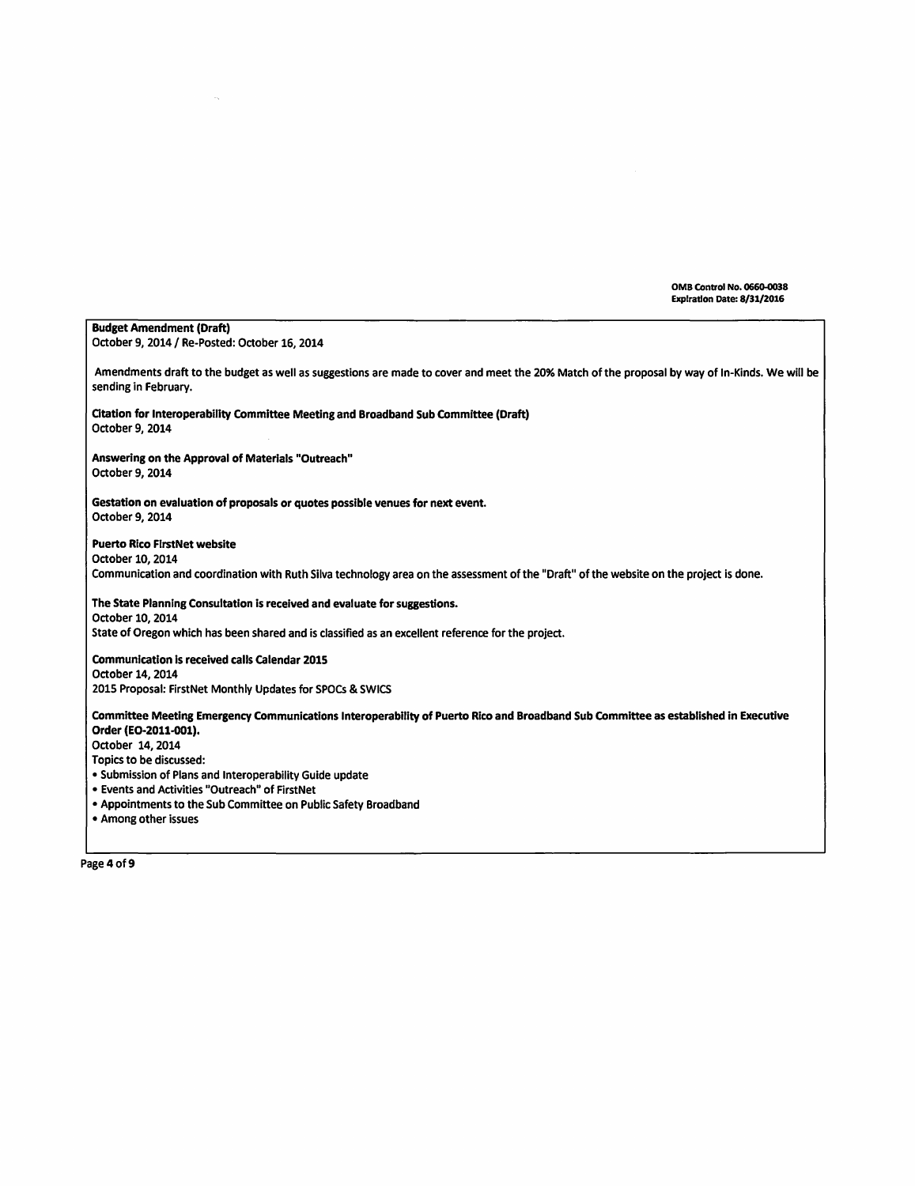OMB Control No. 0660-0038
Expiration Date: 8/31/2016

**Budget Amendment (Draft)**
October 9, 2014 / Re-Posted: October 16, 2014

Amendments draft to the budget as well as suggestions are made to cover and meet the 20% Match of the proposal by way of In-Kinds. We will be sending in February.

**Citation for Interoperability Committee Meeting and Broadband Sub Committee (Draft)**
October 9, 2014

**Answering on the Approval of Materials "Outreach"**
October 9, 2014

**Gestation on evaluation of proposals or quotes possible venues for next event.**
October 9, 2014

**Puerto Rico FirstNet website**
October 10, 2014
Communication and coordination with Ruth Silva technology area on the assessment of the "Draft" of the website on the project is done.

**The State Planning Consultation is received and evaluate for suggestions.**
October 10, 2014
State of Oregon which has been shared and is classified as an excellent reference for the project.

**Communication is received calls Calendar 2015**
October 14, 2014
2015 Proposal: FirstNet Monthly Updates for SPOCs & SWICS

**Committee Meeting Emergency Communications Interoperability of Puerto Rico and Broadband Sub Committee as established in Executive Order (EO-2011-001).**
October 14, 2014
Topics to be discussed:

- Submission of Plans and Interoperability Guide update
- Events and Activities "Outreach" of FirstNet
- Appointments to the Sub Committee on Public Safety Broadband
- Among other issues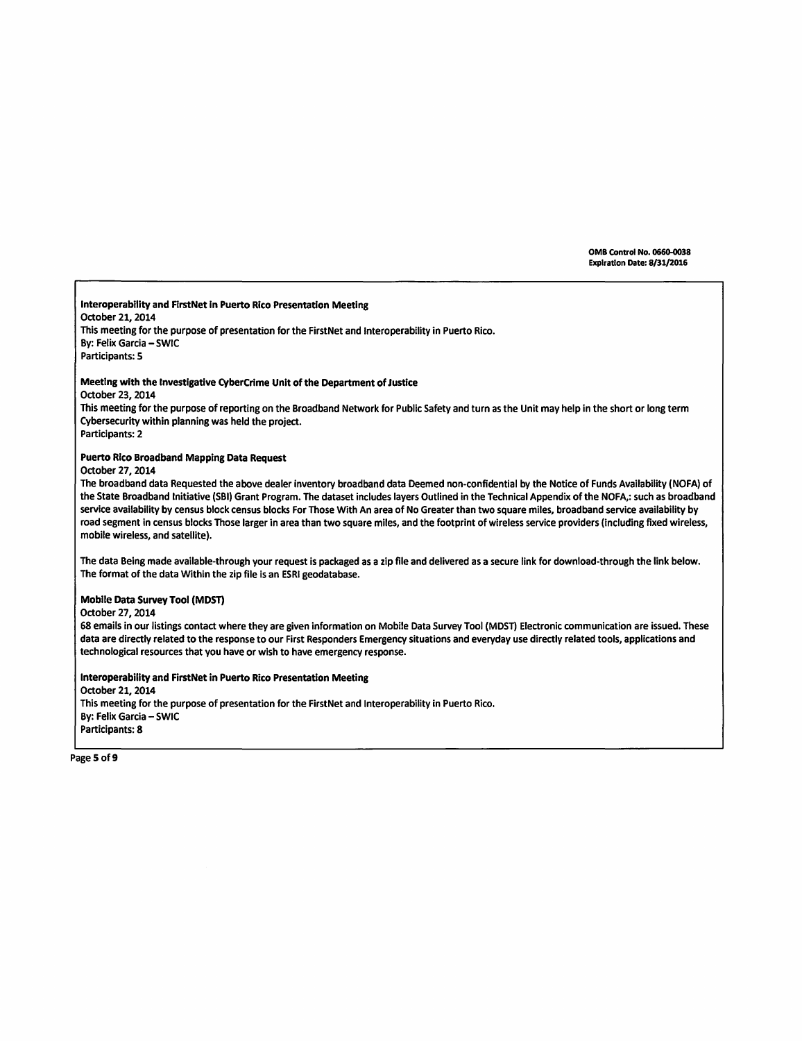**Interoperability and FirstNet in Puerto Rico Presentation Meeting**
October 21, 2014
This meeting for the purpose of presentation for the FirstNet and Interoperability in Puerto Rico.
By: Felix Garcia – SWIC
Participants: 5

**Meeting with the Investigative CyberCrime Unit of the Department of Justice**
October 23, 2014
This meeting for the purpose of reporting on the Broadband Network for Public Safety and turn as the Unit may help in the short or long term Cybersecurity within planning was held the project.
Participants: 2

**Puerto Rico Broadband Mapping Data Request**
October 27, 2014
The broadband data Requested the above dealer inventory broadband data Deemed non-confidential by the Notice of Funds Availability (NOFA) of the State Broadband Initiative (SBI) Grant Program. The dataset includes layers Outlined in the Technical Appendix of the NOFA,: such as broadband service availability by census block census blocks For Those With An area of No Greater than two square miles, broadband service availability by road segment in census blocks Those larger in area than two square miles, and the footprint of wireless service providers (including fixed wireless, mobile wireless, and satellite).

The data Being made available-through your request is packaged as a zip file and delivered as a secure link for download-through the link below. The format of the data Within the zip file is an ESRI geodatabase.

**Mobile Data Survey Tool (MDST)**
October 27, 2014
68 emails in our listings contact where they are given information on Mobile Data Survey Tool (MDST) Electronic communication are issued. These data are directly related to the response to our First Responders Emergency situations and everyday use directly related tools, applications and technological resources that you have or wish to have emergency response.

**Interoperability and FirstNet in Puerto Rico Presentation Meeting**
October 21, 2014
This meeting for the purpose of presentation for the FirstNet and Interoperability in Puerto Rico.
By: Felix Garcia – SWIC
Participants: 8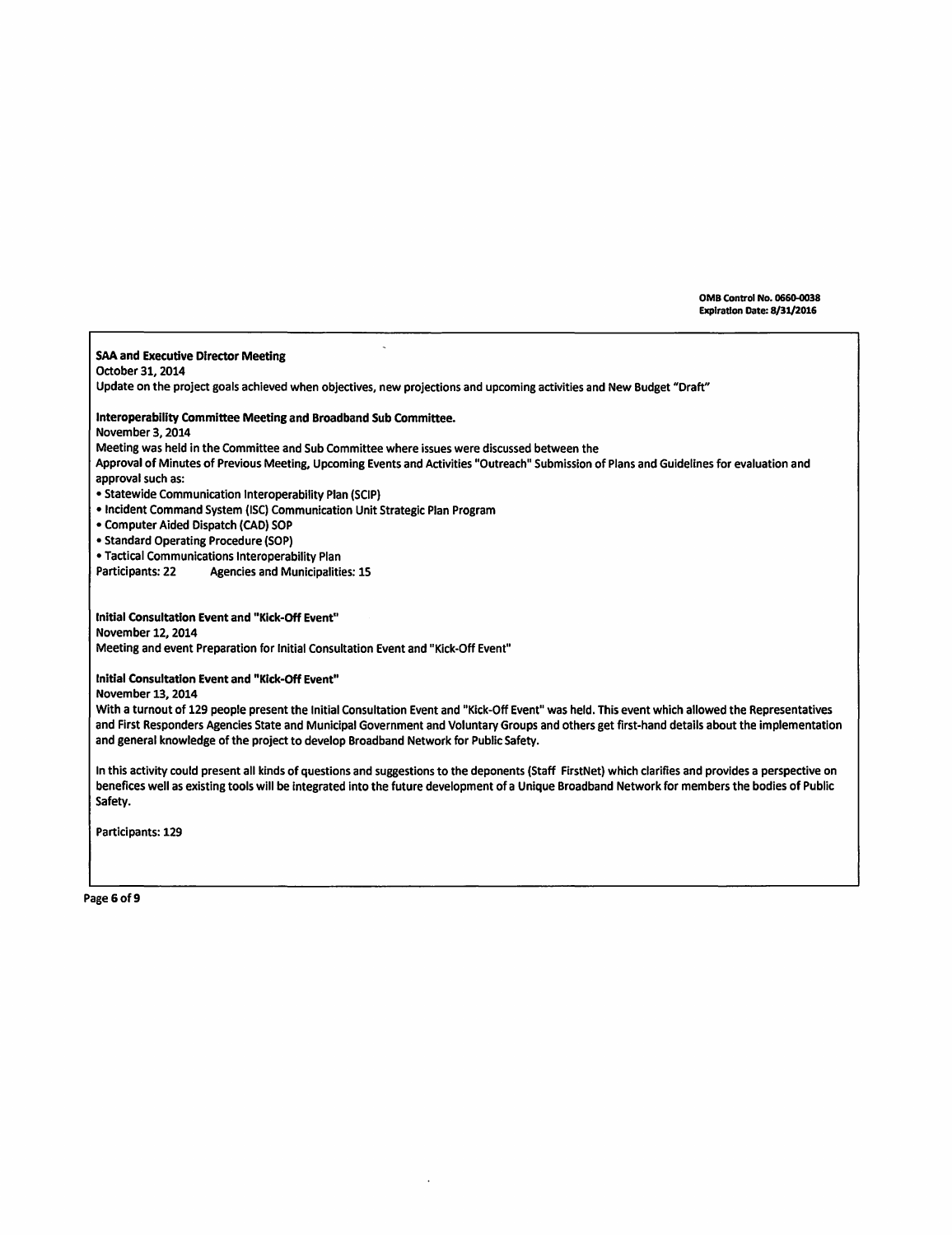**SAA and Executive Director Meeting**
October 31, 2014
Update on the project goals achieved when objectives, new projections and upcoming activities and New Budget "Draft"

**Interoperability Committee Meeting and Broadband Sub Committee.**
November 3, 2014
Meeting was held in the Committee and Sub Committee where issues were discussed between the
Approval of Minutes of Previous Meeting, Upcoming Events and Activities "Outreach" Submission of Plans and Guidelines for evaluation and approval such as:

- Statewide Communication Interoperability Plan (SCIP)
- Incident Command System (ISC) Communication Unit Strategic Plan Program
- Computer Aided Dispatch (CAD) SOP
- Standard Operating Procedure (SOP)
- Tactical Communications Interoperability Plan

Participants: 22 Agencies and Municipalities: 15

**Initial Consultation Event and "Kick-Off Event"**
November 12, 2014
Meeting and event Preparation for Initial Consultation Event and "Kick-Off Event"

**Initial Consultation Event and "Kick-Off Event"**
November 13, 2014
With a turnout of 129 people present the Initial Consultation Event and "Kick-Off Event" was held. This event which allowed the Representatives and First Responders Agencies State and Municipal Government and Voluntary Groups and others get first-hand details about the implementation and general knowledge of the project to develop Broadband Network for Public Safety.

In this activity could present all kinds of questions and suggestions to the deponents (Staff FirstNet) which clarifies and provides a perspective on benefices well as existing tools will be integrated into the future development of a Unique Broadband Network for members the bodies of Public Safety.

Participants: 129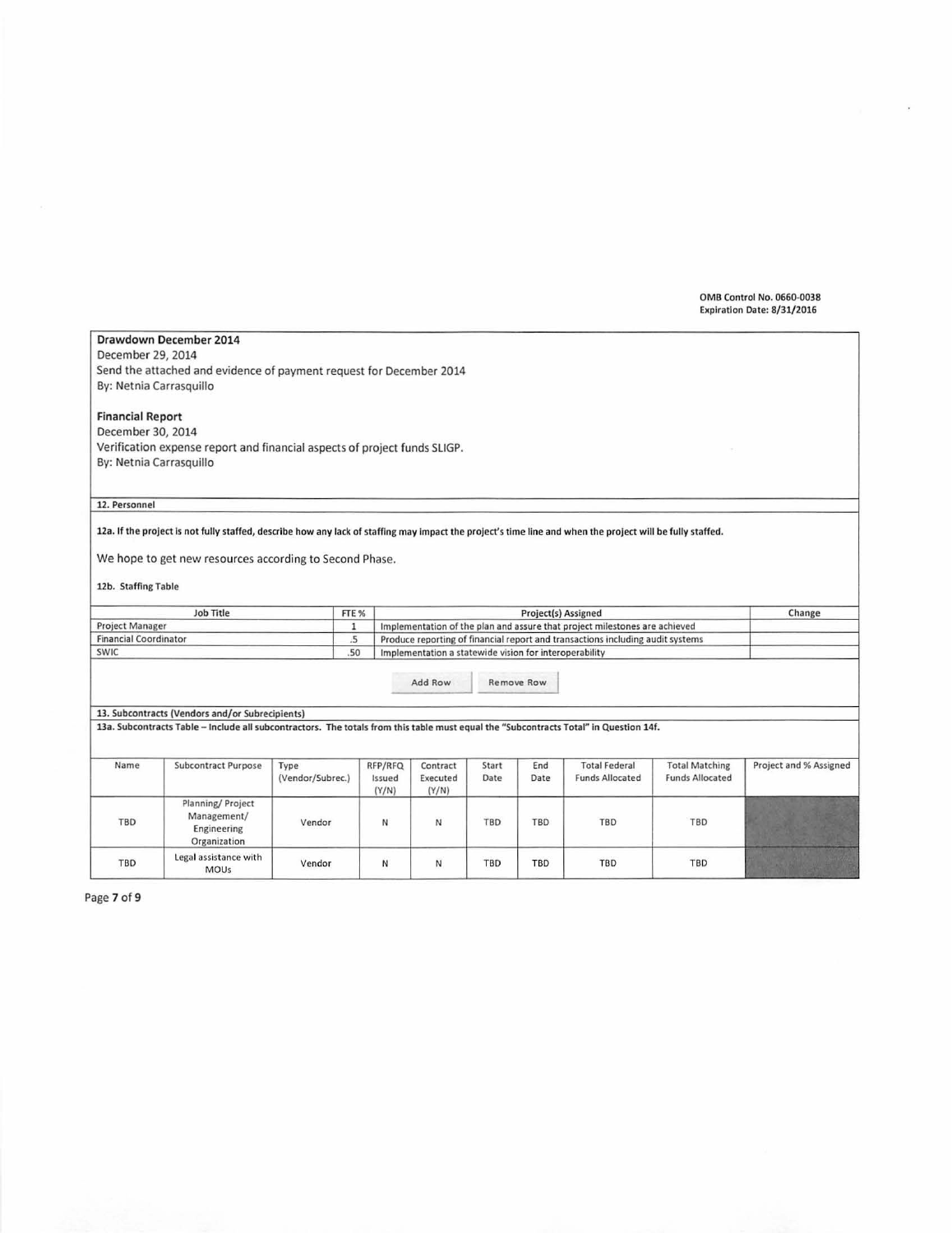**Drawdown December 2014**
December 29, 2014
Send the attached and evidence of payment request for December 2014
By: Netnia Carrasquillo

**Financial Report**
December 30, 2014
Verification expense report and financial aspects of project funds SLIGP.
By: Netnia Carrasquillo

**12. Personnel**

**12a. If the project is not fully staffed, describe how any lack of staffing may impact the project's time line and when the project will be fully staffed.**

We hope to get new resources according to Second Phase.

**12b. Staffing Table**

| Job Title | FTE % | Project(s) Assigned | Change |
|---|---|---|---|
| Project Manager | 1 | Implementation of the plan and assure that project milestones are achieved | |
| Financial Coordinator | .5 | Produce reporting of financial report and transactions including audit systems | |
| SWIC | .50 | Implementation a statewide vision for interoperability | |

**13. Subcontracts (Vendors and/or Subrecipients)**

**13a. Subcontracts Table – Include all subcontractors. The totals from this table must equal the "Subcontracts Total" in Question 14f.**

| Name | Subcontract Purpose | Type (Vendor/Subrec.) | RFP/RFQ Issued (Y/N) | Contract Executed (Y/N) | Start Date | End Date | Total Federal Funds Allocated | Total Matching Funds Allocated | Project and % Assigned |
|---|---|---|---|---|---|---|---|---|---|
| TBD | Planning/ Project Management/ Engineering Organization | Vendor | N | N | TBD | TBD | TBD | TBD | |
| TBD | Legal assistance with MOUs | Vendor | N | N | TBD | TBD | TBD | TBD | |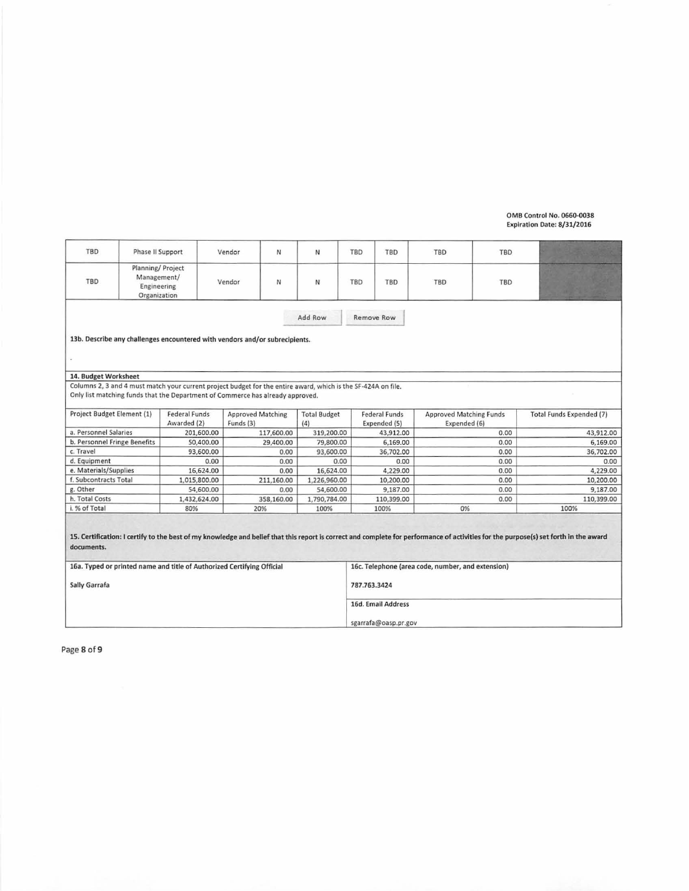OMB Control No. 0660-0038
Expiration Date: 8/31/2016

| TBD | Phase II Support | Vendor | N | N | TBD | TBD | TBD | TBD | |
|---|---|---|---|---|---|---|---|---|---|
| TBD | Planning/ Project Management/ Engineering Organization | Vendor | N | N | TBD | TBD | TBD | TBD | |

Add Row | Remove Row

**13b. Describe any challenges encountered with vendors and/or subrecipients.**

-

**14. Budget Worksheet**

Columns 2, 3 and 4 must match your current project budget for the entire award, which is the SF-424A on file.
Only list matching funds that the Department of Commerce has already approved.

| Project Budget Element (1) | Federal Funds Awarded (2) | Approved Matching Funds (3) | Total Budget (4) | Federal Funds Expended (5) | Approved Matching Funds Expended (6) | Total Funds Expended (7) |
|---|---|---|---|---|---|---|
| a. Personnel Salaries | 201,600.00 | 117,600.00 | 319,200.00 | 43,912.00 | 0.00 | 43,912.00 |
| b. Personnel Fringe Benefits | 50,400.00 | 29,400.00 | 79,800.00 | 6,169.00 | 0.00 | 6,169.00 |
| c. Travel | 93,600.00 | 0.00 | 93,600.00 | 36,702.00 | 0.00 | 36,702.00 |
| d. Equipment | 0.00 | 0.00 | 0.00 | 0.00 | 0.00 | 0.00 |
| e. Materials/Supplies | 16,624.00 | 0.00 | 16,624.00 | 4,229.00 | 0.00 | 4,229.00 |
| f. Subcontracts Total | 1,015,800.00 | 211,160.00 | 1,226,960.00 | 10,200.00 | 0.00 | 10,200.00 |
| g. Other | 54,600.00 | 0.00 | 54,600.00 | 9,187.00 | 0.00 | 9,187.00 |
| h. Total Costs | 1,432,624.00 | 358,160.00 | 1,790,784.00 | 110,399.00 | 0.00 | 110,399.00 |
| i. % of Total | 80% | 20% | 100% | 100% | 0% | 100% |

**15. Certification: I certify to the best of my knowledge and belief that this report is correct and complete for performance of activities for the purpose(s) set forth in the award documents.**

| 16a. Typed or printed name and title of Authorized Certifying Official | 16c. Telephone (area code, number, and extension) |
|---|---|
| Sally Garrafa | 787.763.3424 |
| | **16d. Email Address** |
| | sgarrafa@oasp.pr.gov |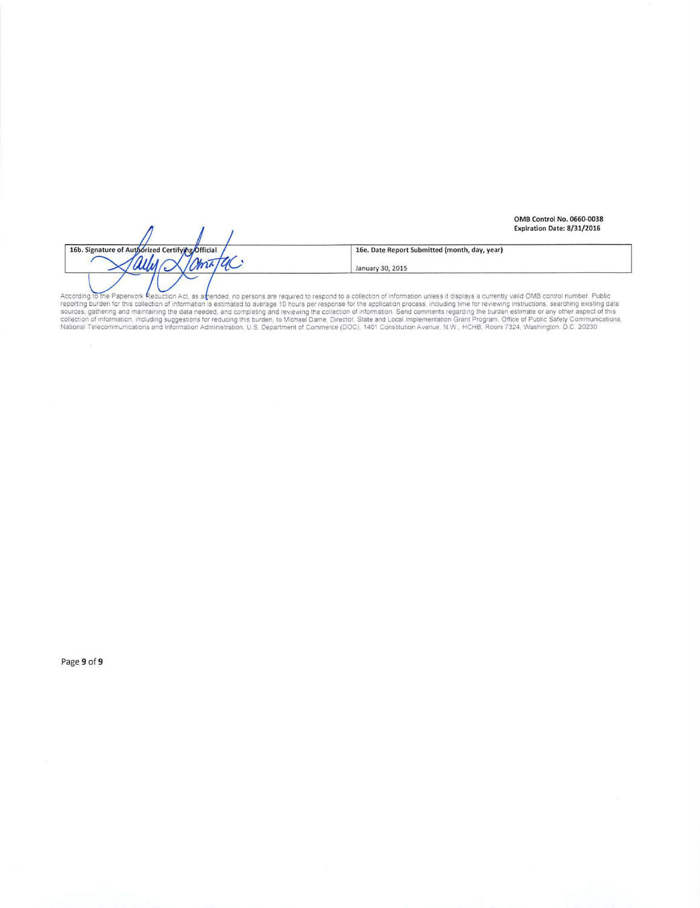OMB Control No. 0660-0038
Expiration Date: 8/31/2016

| 16b. Signature of Authorized Certifying Official | 16e. Date Report Submitted (month, day, year) |
|---|---|
| | January 30, 2015 |

According to the Paperwork Reduction Act, as amended, no persons are required to respond to a collection of information unless it displays a currently valid OMB control number. Public reporting burden for this collection of information is estimated to average 10 hours per response for the application process, including time for reviewing instructions, searching existing data sources, gathering and maintaining the data needed, and completing and reviewing the collection of information. Send comments regarding the burden estimate or any other aspect of this collection of information, including suggestions for reducing this burden, to Michael Dame, Director, State and Local Implementation Grant Program, Office of Public Safety Communications, National Telecommunications and Information Administration, U.S. Department of Commerce (DOC), 1401 Constitution Avenue, N.W., HCHB, Room 7324, Washington, D.C. 20230.